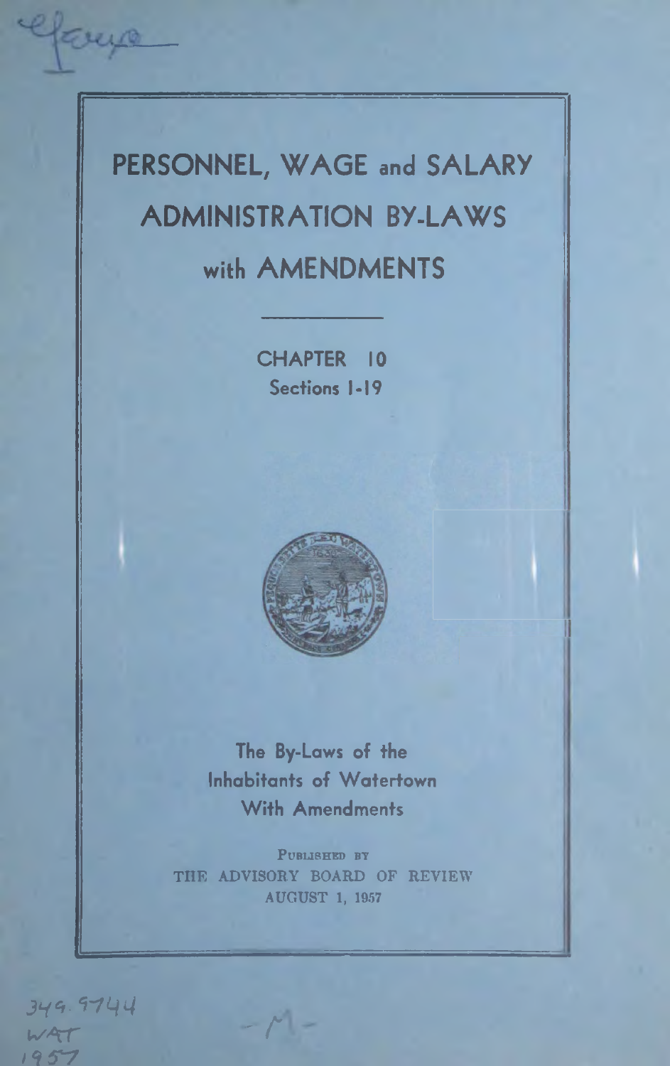# PERSONNEL, WAGE and SALARY ADMINISTRATION BY-LAWS with AMENDMENTS

CHAPTER 10
Sections 1-19

The By-Laws of the Inhabitants of Watertown With Amendments

PUBLISHED BY
THE ADVISORY BOARD OF REVIEW
AUGUST 1, 1957

349.9744
WAT
1957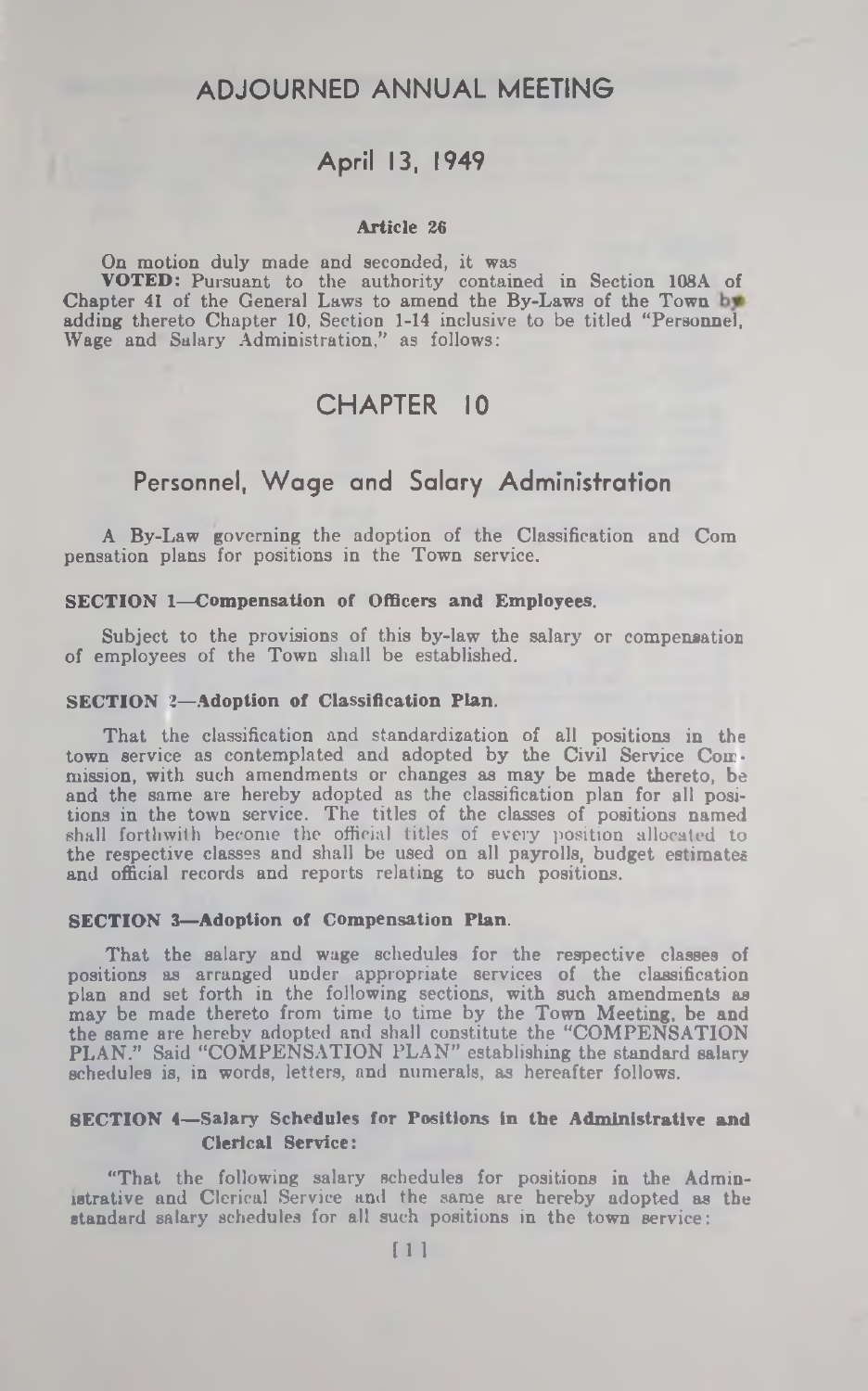# ADJOURNED ANNUAL MEETING

## April 13, 1949

### Article 26

On motion duly made and seconded, it was

**VOTED:** Pursuant to the authority contained in Section 108A of Chapter 41 of the General Laws to amend the By-Laws of the Town by adding thereto Chapter 10, Section 1-14 inclusive to be titled "Personnel, Wage and Salary Administration," as follows:

# CHAPTER 10

## Personnel, Wage and Salary Administration

A By-Law governing the adoption of the Classification and Compensation plans for positions in the Town service.

### SECTION 1—Compensation of Officers and Employees.

Subject to the provisions of this by-law the salary or compensation of employees of the Town shall be established.

### SECTION 2—Adoption of Classification Plan.

That the classification and standardization of all positions in the town service as contemplated and adopted by the Civil Service Commission, with such amendments or changes as may be made thereto, be and the same are hereby adopted as the classification plan for all positions in the town service. The titles of the classes of positions named shall forthwith become the official titles of every position allocated to the respective classes and shall be used on all payrolls, budget estimates and official records and reports relating to such positions.

### SECTION 3—Adoption of Compensation Plan.

That the salary and wage schedules for the respective classes of positions as arranged under appropriate services of the classification plan and set forth in the following sections, with such amendments as may be made thereto from time to time by the Town Meeting, be and the same are hereby adopted and shall constitute the "COMPENSATION PLAN." Said "COMPENSATION PLAN" establishing the standard salary schedules is, in words, letters, and numerals, as hereafter follows.

### SECTION 4—Salary Schedules for Positions in the Administrative and Clerical Service:

"That the following salary schedules for positions in the Administrative and Clerical Service and the same are hereby adopted as the standard salary schedules for all such positions in the town service: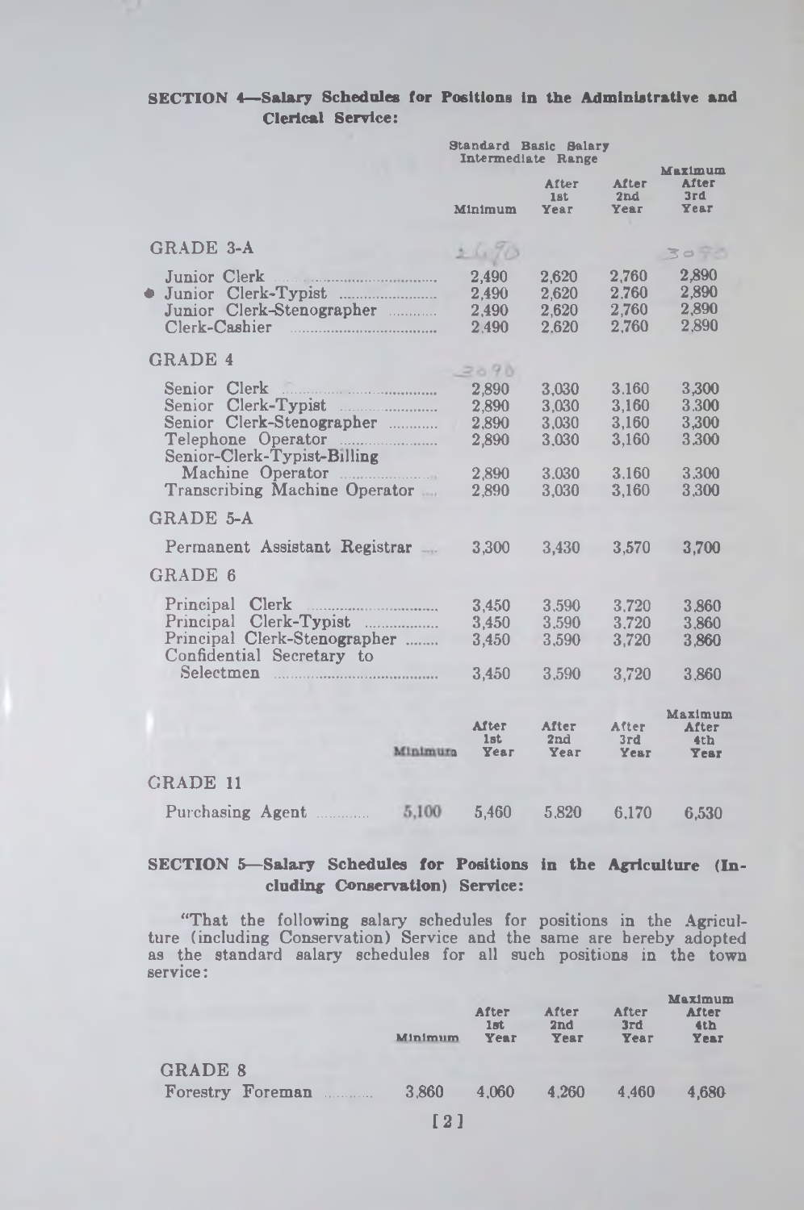**SECTION 4—Salary Schedules for Positions in the Administrative and Clerical Service:**

| | Standard Basic Salary Intermediate Range | | | |
|---|---|---|---|---|
| | Minimum | After 1st Year | After 2nd Year | Maximum After 3rd Year |
| **GRADE 3-A** | | | | |
| Junior Clerk | 2,490 | 2,620 | 2,760 | 2,890 |
| Junior Clerk-Typist | 2,490 | 2,620 | 2,760 | 2,890 |
| Junior Clerk-Stenographer | 2,490 | 2,620 | 2,760 | 2,890 |
| Clerk-Cashier | 2,490 | 2,620 | 2,760 | 2,890 |
| **GRADE 4** | | | | |
| Senior Clerk | 2,890 | 3,030 | 3,160 | 3,300 |
| Senior Clerk-Typist | 2,890 | 3,030 | 3,160 | 3,300 |
| Senior Clerk-Stenographer | 2,890 | 3,030 | 3,160 | 3,300 |
| Telephone Operator | 2,890 | 3,030 | 3,160 | 3,300 |
| Senior-Clerk-Typist-Billing Machine Operator | 2,890 | 3,030 | 3,160 | 3,300 |
| Transcribing Machine Operator | 2,890 | 3,030 | 3,160 | 3,300 |
| **GRADE 5-A** | | | | |
| Permanent Assistant Registrar | 3,300 | 3,430 | 3,570 | 3,700 |
| **GRADE 6** | | | | |
| Principal Clerk | 3,450 | 3,590 | 3,720 | 3,860 |
| Principal Clerk-Typist | 3,450 | 3,590 | 3,720 | 3,860 |
| Principal Clerk-Stenographer | 3,450 | 3,590 | 3,720 | 3,860 |
| Confidential Secretary to Selectmen | 3,450 | 3,590 | 3,720 | 3,860 |

| | Minimum | After 1st Year | After 2nd Year | After 3rd Year | Maximum After 4th Year |
|---|---|---|---|---|---|
| **GRADE 11** | | | | | |
| Purchasing Agent | 5,100 | 5,460 | 5,820 | 6,170 | 6,530 |

**SECTION 5—Salary Schedules for Positions in the Agriculture (Including Conservation) Service:**

"That the following salary schedules for positions in the Agriculture (including Conservation) Service and the same are hereby adopted as the standard salary schedules for all such positions in the town service:

| | Minimum | After 1st Year | After 2nd Year | After 3rd Year | Maximum After 4th Year |
|---|---|---|---|---|---|
| **GRADE 8** | | | | | |
| Forestry Foreman | 3,860 | 4,060 | 4,260 | 4,460 | 4,680 |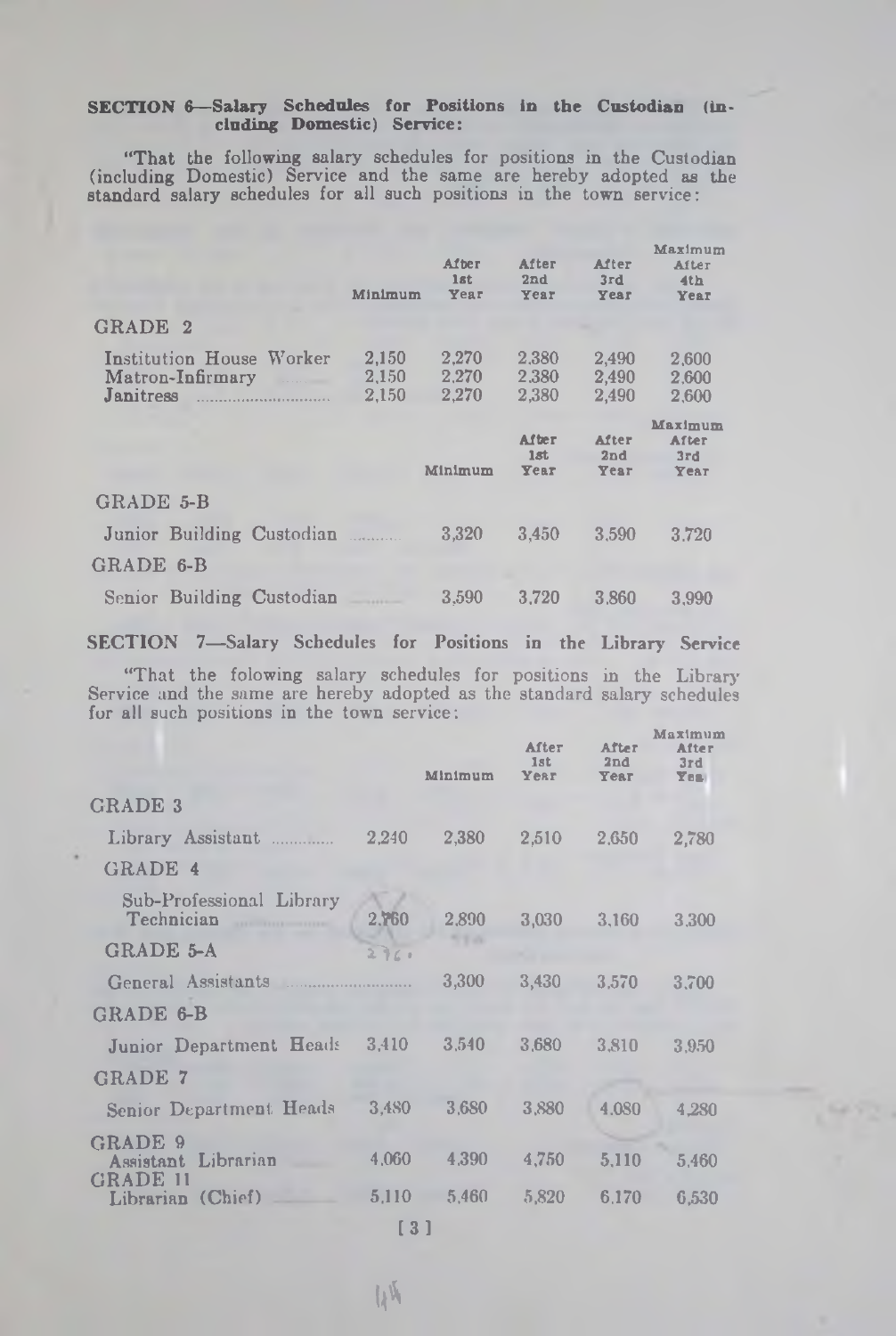**SECTION 6—Salary Schedules for Positions in the Custodian (including Domestic) Service:**

"That the following salary schedules for positions in the Custodian (including Domestic) Service and the same are hereby adopted as the standard salary schedules for all such positions in the town service:

| | Minimum | After 1st Year | After 2nd Year | After 3rd Year | Maximum After 4th Year |
|---|---|---|---|---|---|
| GRADE 2 | | | | | |
| Institution House Worker | 2,150 | 2,270 | 2,380 | 2,490 | 2,600 |
| Matron-Infirmary | 2,150 | 2,270 | 2,380 | 2,490 | 2,600 |
| Janitress | 2,150 | 2,270 | 2,380 | 2,490 | 2,600 |

| | Minimum | After 1st Year | After 2nd Year | Maximum After 3rd Year |
|---|---|---|---|---|
| GRADE 5-B | | | | |
| Junior Building Custodian | 3,320 | 3,450 | 3,590 | 3,720 |
| GRADE 6-B | | | | |
| Senior Building Custodian | 3,590 | 3,720 | 3,860 | 3,990 |

**SECTION 7—Salary Schedules for Positions in the Library Service**

"That the folowing salary schedules for positions in the Library Service and the same are hereby adopted as the standard salary schedules for all such positions in the town service:

| | | Minimum | After 1st Year | After 2nd Year | Maximum After 3rd Year |
|---|---|---|---|---|---|
| GRADE 3 | | | | | |
| Library Assistant | 2,240 | 2,380 | 2,510 | 2,650 | 2,780 |
| GRADE 4 | | | | | |
| Sub-Professional Library Technician | 2,760 | 2,890 | 3,030 | 3,160 | 3,300 |
| GRADE 5-A | | | | | |
| General Assistants | | 3,300 | 3,430 | 3,570 | 3,700 |
| GRADE 6-B | | | | | |
| Junior Department Heads | 3,410 | 3,540 | 3,680 | 3,810 | 3,950 |
| GRADE 7 | | | | | |
| Senior Department Heads | 3,480 | 3,680 | 3,880 | 4,080 | 4,280 |
| GRADE 9 | | | | | |
| Assistant Librarian | 4,060 | 4,390 | 4,750 | 5,110 | 5,460 |
| GRADE 11 | | | | | |
| Librarian (Chief) | 5,110 | 5,460 | 5,820 | 6,170 | 6,530 |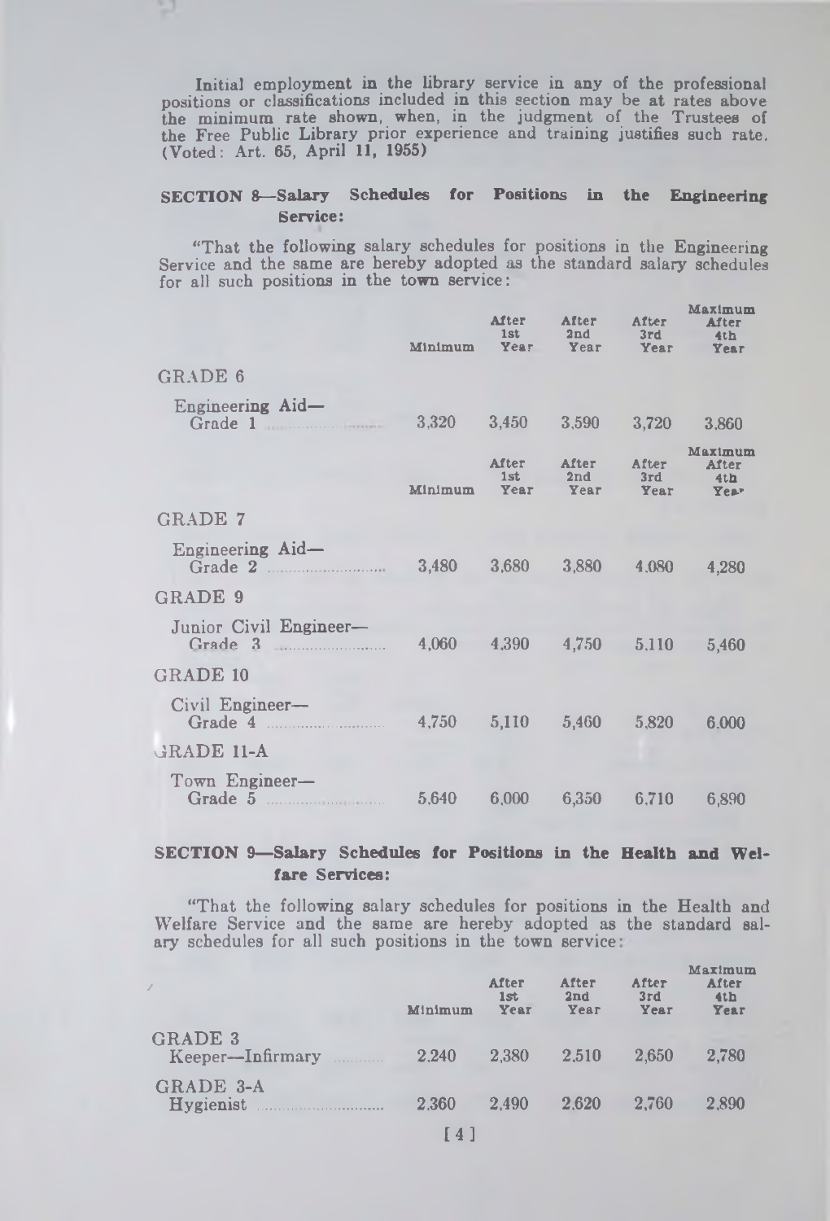Initial employment in the library service in any of the professional positions or classifications included in this section may be at rates above the minimum rate shown, when, in the judgment of the Trustees of the Free Public Library prior experience and training justifies such rate. (Voted: Art. 65, April 11, 1955)

### SECTION 8—Salary Schedules for Positions in the Engineering Service:

"That the following salary schedules for positions in the Engineering Service and the same are hereby adopted as the standard salary schedules for all such positions in the town service:

| | Minimum | After 1st Year | After 2nd Year | After 3rd Year | Maximum After 4th Year |
|---|---|---|---|---|---|
| **GRADE 6** | | | | | |
| Engineering Aid—Grade 1 | 3,320 | 3,450 | 3,590 | 3,720 | 3,860 |
| **GRADE 7** | | | | | |
| Engineering Aid—Grade 2 | 3,480 | 3,680 | 3,880 | 4,080 | 4,280 |
| **GRADE 9** | | | | | |
| Junior Civil Engineer—Grade 3 | 4,060 | 4,390 | 4,750 | 5,110 | 5,460 |
| **GRADE 10** | | | | | |
| Civil Engineer—Grade 4 | 4,750 | 5,110 | 5,460 | 5,820 | 6,000 |
| **GRADE 11-A** | | | | | |
| Town Engineer—Grade 5 | 5,640 | 6,000 | 6,350 | 6,710 | 6,890 |

### SECTION 9—Salary Schedules for Positions in the Health and Welfare Services:

"That the following salary schedules for positions in the Health and Welfare Service and the same are hereby adopted as the standard salary schedules for all such positions in the town service:

| | Minimum | After 1st Year | After 2nd Year | After 3rd Year | Maximum After 4th Year |
|---|---|---|---|---|---|
| **GRADE 3** Keeper—Infirmary | 2,240 | 2,380 | 2,510 | 2,650 | 2,780 |
| **GRADE 3-A** Hygienist | 2,360 | 2,490 | 2,620 | 2,760 | 2,890 |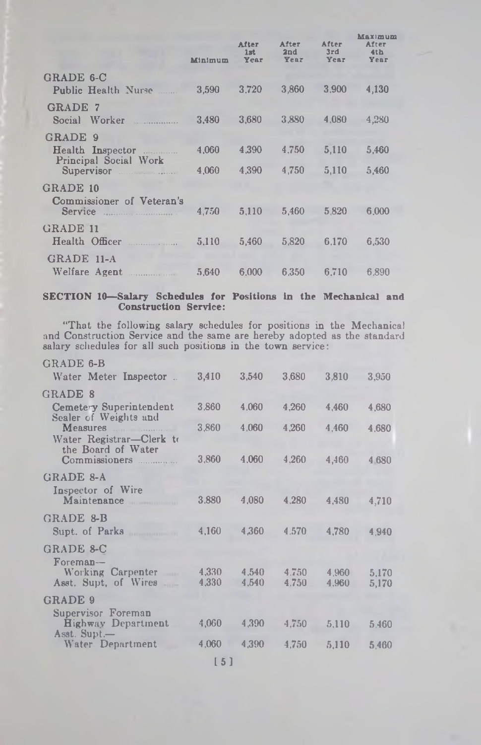| | Minimum | After 1st Year | After 2nd Year | After 3rd Year | Maximum After 4th Year |
|---|---|---|---|---|---|
| **GRADE 6-C** | | | | | |
| Public Health Nurse | 3,590 | 3,720 | 3,860 | 3,900 | 4,130 |
| **GRADE 7** | | | | | |
| Social Worker | 3,480 | 3,680 | 3,880 | 4,080 | 4,280 |
| **GRADE 9** | | | | | |
| Health Inspector | 4,060 | 4,390 | 4,750 | 5,110 | 5,460 |
| Principal Social Work Supervisor | 4,060 | 4,390 | 4,750 | 5,110 | 5,460 |
| **GRADE 10** | | | | | |
| Commissioner of Veteran's Service | 4,750 | 5,110 | 5,460 | 5,820 | 6,000 |
| **GRADE 11** | | | | | |
| Health Officer | 5,110 | 5,460 | 5,820 | 6,170 | 6,530 |
| **GRADE 11-A** | | | | | |
| Welfare Agent | 5,640 | 6,000 | 6,350 | 6,710 | 6,890 |

**SECTION 10—Salary Schedules for Positions in the Mechanical and Construction Service:**

"That the following salary schedules for positions in the Mechanical and Construction Service and the same are hereby adopted as the standard salary schedules for all such positions in the town service:

| | Minimum | After 1st Year | After 2nd Year | After 3rd Year | Maximum After 4th Year |
|---|---|---|---|---|---|
| **GRADE 6-B** | | | | | |
| Water Meter Inspector | 3,410 | 3,540 | 3,680 | 3,810 | 3,950 |
| **GRADE 8** | | | | | |
| Cemetery Superintendent | 3,860 | 4,060 | 4,260 | 4,460 | 4,680 |
| Sealer of Weights and Measures | 3,860 | 4,060 | 4,260 | 4,460 | 4,680 |
| Water Registrar—Clerk to the Board of Water Commissioners | 3,860 | 4,060 | 4,260 | 4,460 | 4,680 |
| **GRADE 8-A** | | | | | |
| Inspector of Wire Maintenance | 3,880 | 4,080 | 4,280 | 4,480 | 4,710 |
| **GRADE 8-B** | | | | | |
| Supt. of Parks | 4,160 | 4,360 | 4,570 | 4,780 | 4,940 |
| **GRADE 8-C** | | | | | |
| Foreman—Working Carpenter | 4,330 | 4,540 | 4,750 | 4,960 | 5,170 |
| Asst. Supt. of Wires | 4,330 | 4,540 | 4,750 | 4,960 | 5,170 |
| **GRADE 9** | | | | | |
| Supervisor Foreman Highway Department | 4,060 | 4,390 | 4,750 | 5,110 | 5,460 |
| Asst. Supt.—Water Department | 4,060 | 4,390 | 4,750 | 5,110 | 5,460 |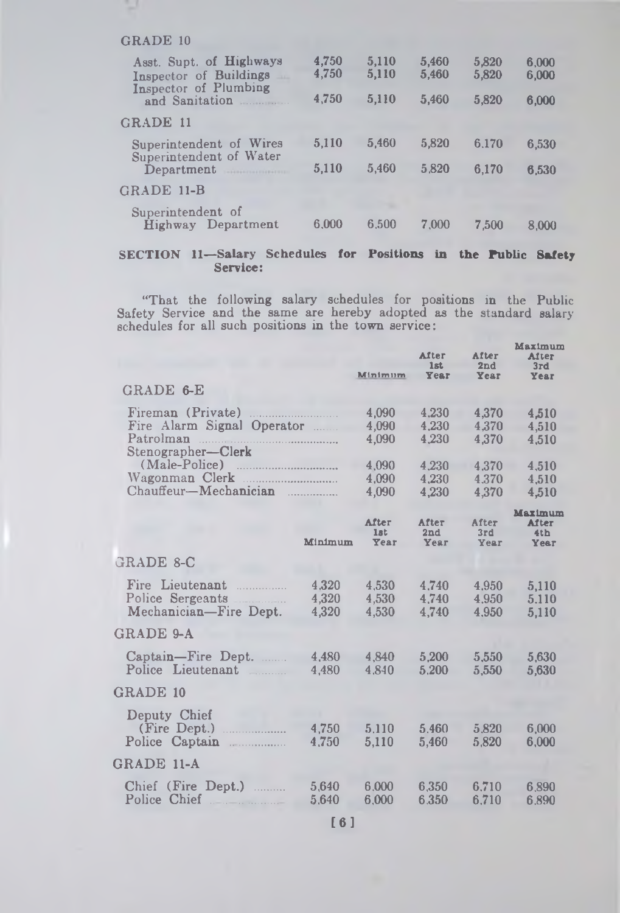## GRADE 10

| | | | | | |
|---|---|---|---|---|---|
| Asst. Supt. of Highways | 4,750 | 5,110 | 5,460 | 5,820 | 6,000 |
| Inspector of Buildings | 4,750 | 5,110 | 5,460 | 5,820 | 6,000 |
| Inspector of Plumbing and Sanitation | 4,750 | 5,110 | 5,460 | 5,820 | 6,000 |

## GRADE 11

| | | | | | |
|---|---|---|---|---|---|
| Superintendent of Wires | 5,110 | 5,460 | 5,820 | 6.170 | 6,530 |
| Superintendent of Water Department | 5,110 | 5,460 | 5,820 | 6,170 | 6,530 |

## GRADE 11-B

| | | | | | |
|---|---|---|---|---|---|
| Superintendent of Highway Department | 6,000 | 6,500 | 7,000 | 7,500 | 8,000 |

**SECTION 11—Salary Schedules for Positions in the Public Safety Service:**

"That the following salary schedules for positions in the Public Safety Service and the same are hereby adopted as the standard salary schedules for all such positions in the town service:

| | Minimum | After 1st Year | After 2nd Year | Maximum After 3rd Year |
|---|---|---|---|---|
| **GRADE 6-E** | | | | |
| Fireman (Private) | 4,090 | 4,230 | 4,370 | 4,510 |
| Fire Alarm Signal Operator | 4,090 | 4,230 | 4,370 | 4,510 |
| Patrolman | 4,090 | 4,230 | 4,370 | 4,510 |
| Stenographer—Clerk (Male-Police) | 4,090 | 4,230 | 4.370 | 4,510 |
| Wagonman Clerk | 4,090 | 4,230 | 4.370 | 4,510 |
| Chauffeur—Mechanician | 4,090 | 4,230 | 4,370 | 4,510 |

| | Minimum | After 1st Year | After 2nd Year | After 3rd Year | Maximum After 4th Year |
|---|---|---|---|---|---|
| **GRADE 8-C** | | | | | |
| Fire Lieutenant | 4,320 | 4,530 | 4,740 | 4,950 | 5,110 |
| Police Sergeants | 4,320 | 4,530 | 4,740 | 4,950 | 5,110 |
| Mechanician—Fire Dept. | 4,320 | 4,530 | 4,740 | 4,950 | 5,110 |
| **GRADE 9-A** | | | | | |
| Captain—Fire Dept. | 4,480 | 4,840 | 5,200 | 5,550 | 5,630 |
| Police Lieutenant | 4,480 | 4,840 | 5,200 | 5,550 | 5,630 |
| **GRADE 10** | | | | | |
| Deputy Chief (Fire Dept.) | 4,750 | 5,110 | 5,460 | 5,820 | 6,000 |
| Police Captain | 4,750 | 5,110 | 5,460 | 5,820 | 6,000 |
| **GRADE 11-A** | | | | | |
| Chief (Fire Dept.) | 5,640 | 6,000 | 6,350 | 6,710 | 6,890 |
| Police Chief | 5,640 | 6,000 | 6,350 | 6,710 | 6,890 |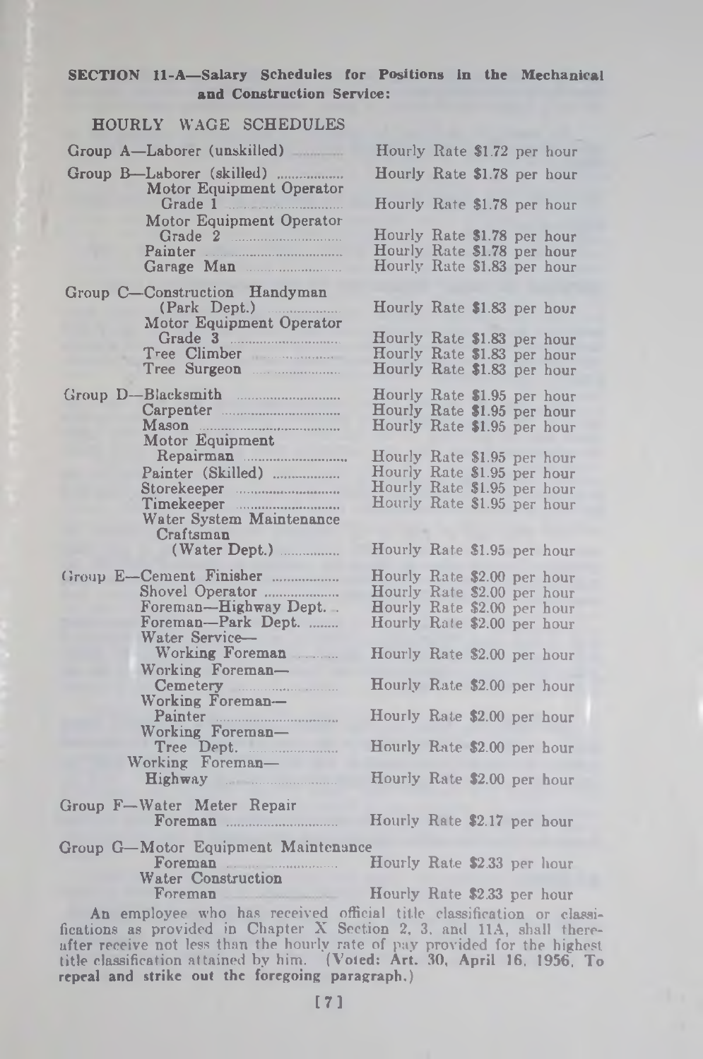**SECTION 11-A—Salary Schedules for Positions in the Mechanical and Construction Service:**

HOURLY WAGE SCHEDULES

| Position | Rate |
|---|---|
| Group A—Laborer (unskilled) | Hourly Rate $1.72 per hour |
| Group B—Laborer (skilled) | Hourly Rate $1.78 per hour |
| Motor Equipment Operator Grade 1 | Hourly Rate $1.78 per hour |
| Motor Equipment Operator Grade 2 | Hourly Rate $1.78 per hour |
| Painter | Hourly Rate $1.78 per hour |
| Garage Man | Hourly Rate $1.83 per hour |
| Group C—Construction Handyman (Park Dept.) | Hourly Rate $1.83 per hour |
| Motor Equipment Operator Grade 3 | Hourly Rate $1.83 per hour |
| Tree Climber | Hourly Rate $1.83 per hour |
| Tree Surgeon | Hourly Rate $1.83 per hour |
| Group D—Blacksmith | Hourly Rate $1.95 per hour |
| Carpenter | Hourly Rate $1.95 per hour |
| Mason | Hourly Rate $1.95 per hour |
| Motor Equipment Repairman | Hourly Rate $1.95 per hour |
| Painter (Skilled) | Hourly Rate $1.95 per hour |
| Storekeeper | Hourly Rate $1.95 per hour |
| Timekeeper | Hourly Rate $1.95 per hour |
| Water System Maintenance Craftsman (Water Dept.) | Hourly Rate $1.95 per hour |
| Group E—Cement Finisher | Hourly Rate $2.00 per hour |
| Shovel Operator | Hourly Rate $2.00 per hour |
| Foreman—Highway Dept. | Hourly Rate $2.00 per hour |
| Foreman—Park Dept. | Hourly Rate $2.00 per hour |
| Water Service—Working Foreman | Hourly Rate $2.00 per hour |
| Working Foreman—Cemetery | Hourly Rate $2.00 per hour |
| Working Foreman—Painter | Hourly Rate $2.00 per hour |
| Working Foreman—Tree Dept. | Hourly Rate $2.00 per hour |
| Working Foreman—Highway | Hourly Rate $2.00 per hour |
| Group F—Water Meter Repair Foreman | Hourly Rate $2.17 per hour |
| Group G—Motor Equipment Maintenance Foreman | Hourly Rate $2.33 per hour |
| Water Construction Foreman | Hourly Rate $2.33 per hour |

An employee who has received official title classification or classifications as provided in Chapter X Section 2, 3, and 11A, shall thereafter receive not less than the hourly rate of pay provided for the highest title classification attained by him. **(Voted: Art. 30, April 16, 1956. To repeal and strike out the foregoing paragraph.)**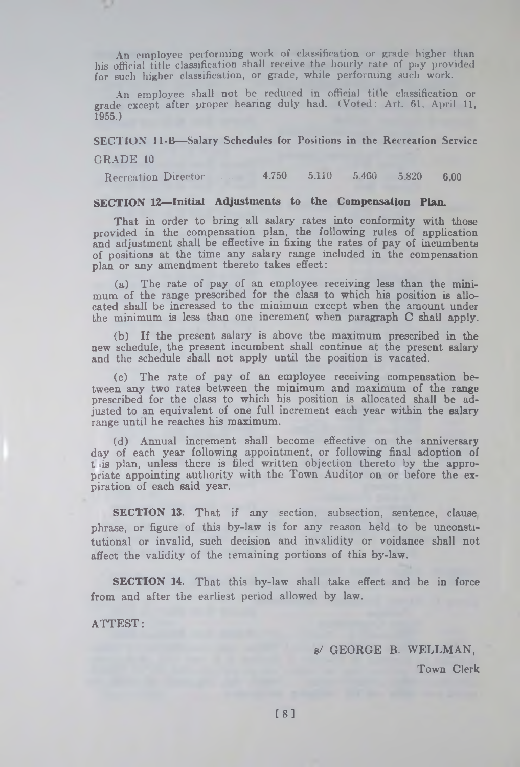An employee performing work of classification or grade higher than his official title classification shall receive the hourly rate of pay provided for such higher classification, or grade, while performing such work.

An employee shall not be reduced in official title classification or grade except after proper hearing duly had. (Voted: Art. 61, April 11, 1955.)

**SECTION 11-B—Salary Schedules for Positions in the Recreation Service**

GRADE 10

| | | | | | |
|---|---|---|---|---|---|
| Recreation Director | 4,750 | 5,110 | 5,460 | 5,820 | 6,00 |

**SECTION 12—Initial Adjustments to the Compensation Plan.**

That in order to bring all salary rates into conformity with those provided in the compensation plan, the following rules of application and adjustment shall be effective in fixing the rates of pay of incumbents of positions at the time any salary range included in the compensation plan or any amendment thereto takes effect:

(a) The rate of pay of an employee receiving less than the minimum of the range prescribed for the class to which his position is allocated shall be increased to the minimum except when the amount under the minimum is less than one increment when paragraph C shall apply.

(b) If the present salary is above the maximum prescribed in the new schedule, the present incumbent shall continue at the present salary and the schedule shall not apply until the position is vacated.

(c) The rate of pay of an employee receiving compensation between any two rates between the minimum and maximum of the range prescribed for the class to which his position is allocated shall be adjusted to an equivalent of one full increment each year within the salary range until he reaches his maximum.

(d) Annual increment shall become effective on the anniversary day of each year following appointment, or following final adoption of this plan, unless there is filed written objection thereto by the appropriate appointing authority with the Town Auditor on or before the expiration of each said year.

**SECTION 13.** That if any section, subsection, sentence, clause, phrase, or figure of this by-law is for any reason held to be unconstitutional or invalid, such decision and invalidity or voidance shall not affect the validity of the remaining portions of this by-law.

**SECTION 14.** That this by-law shall take effect and be in force from and after the earliest period allowed by law.

ATTEST:

s/ GEORGE B. WELLMAN,
Town Clerk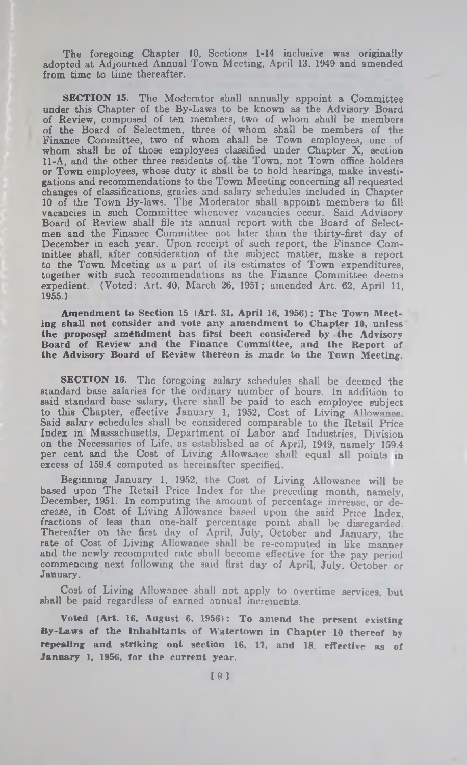The foregoing Chapter 10, Sections 1-14 inclusive was originally adopted at Adjourned Annual Town Meeting, April 13, 1949 and amended from time to time thereafter.

**SECTION 15.** The Moderator shall annually appoint a Committee under this Chapter of the By-Laws to be known as the Advisory Board of Review, composed of ten members, two of whom shall be members of the Board of Selectmen, three of whom shall be members of the Finance Committee, two of whom shall be Town employees, one of whom shall be of those employees classified under Chapter X, section 11-A, and the other three residents of the Town, not Town office holders or Town employees, whose duty it shall be to hold hearings, make investigations and recommendations to the Town Meeting concerning all requested changes of classifications, grades and salary schedules included in Chapter 10 of the Town By-laws. The Moderator shall appoint members to fill vacancies in such Committee whenever vacancies occur. Said Advisory Board of Review shall file its annual report with the Board of Selectmen and the Finance Committee not later than the thirty-first day of December in each year. Upon receipt of such report, the Finance Committee shall, after consideration of the subject matter, make a report to the Town Meeting as a part of its estimates of Town expenditures, together with such recommendations as the Finance Committee deems expedient. (Voted: Art. 40, March 26, 1951; amended Art. 62, April 11, 1955.)

**Amendment to Section 15 (Art. 31, April 16, 1956): The Town Meeting shall not consider and vote any amendment to Chapter 10, unless the proposed amendment has first been considered by the Advisory Board of Review and the Finance Committee, and the Report of the Advisory Board of Review thereon is made to the Town Meeting.**

**SECTION 16.** The foregoing salary schedules shall be deemed the standard base salaries for the ordinary number of hours. In addition to said standard base salary, there shall be paid to each employee subject to this Chapter, effective January 1, 1952, Cost of Living Allowance. Said salary schedules shall be considered comparable to the Retail Price Index in Massachusetts, Department of Labor and Industries, Division on the Necessaries of Life, as established as of April, 1949, namely 159.4 per cent and the Cost of Living Allowance shall equal all points in excess of 159.4 computed as hereinafter specified.

Beginning January 1, 1952, the Cost of Living Allowance will be based upon The Retail Price Index for the preceding month, namely, December, 1951. In computing the amount of percentage increase, or decrease, in Cost of Living Allowance based upon the said Price Index, fractions of less than one-half percentage point shall be disregarded. Thereafter on the first day of April, July, October and January, the rate of Cost of Living Allowance shall be re-computed in like manner and the newly recomputed rate shall become effective for the pay period commencing next following the said first day of April, July, October or January.

Cost of Living Allowance shall not apply to overtime services, but shall be paid regardless of earned annual increments.

**Voted (Art. 16, August 6, 1956): To amend the present existing By-Laws of the Inhabitants of Watertown in Chapter 10 thereof by repealing and striking out section 16, 17, and 18, effective as of January 1, 1956, for the current year.**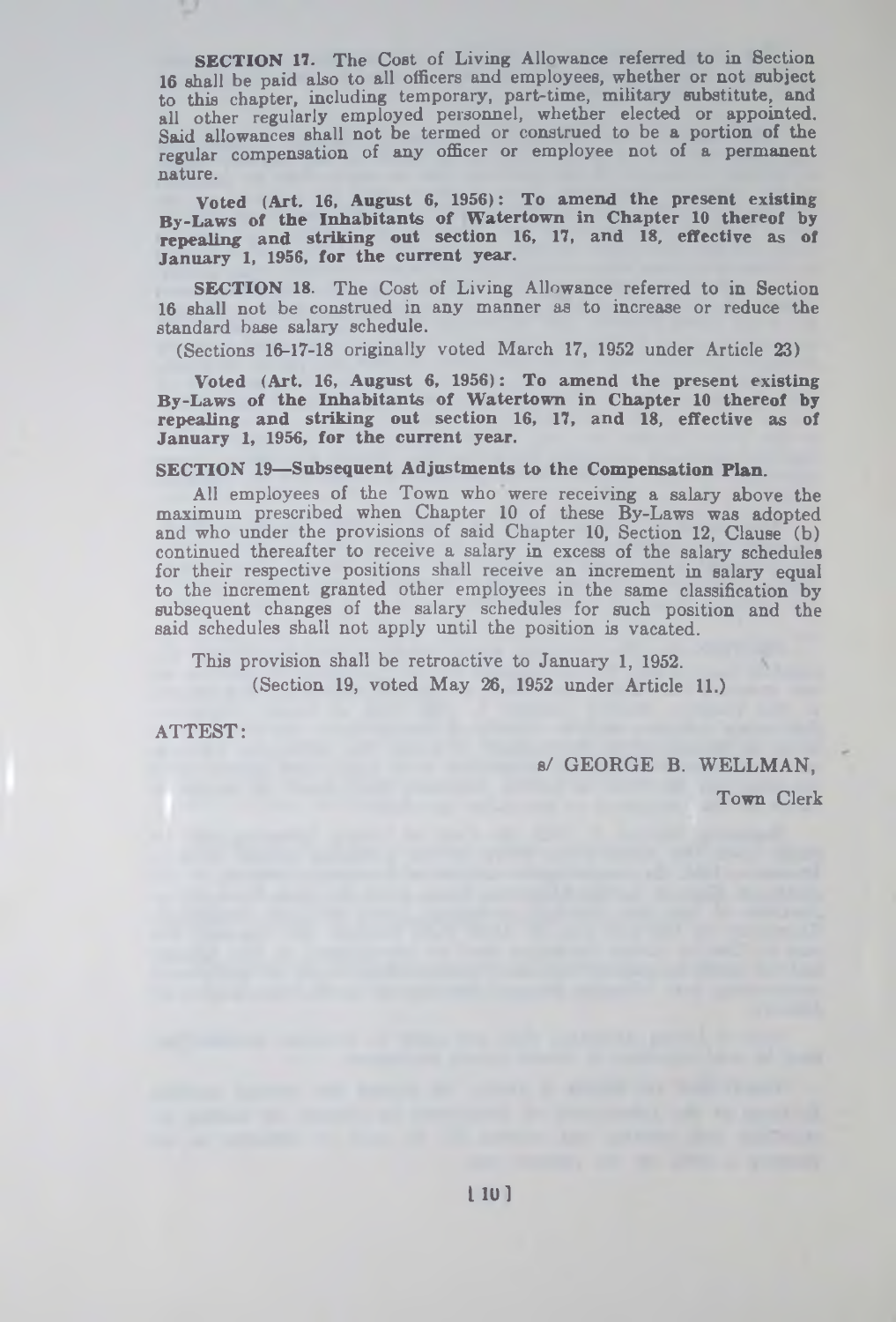**SECTION 17.** The Cost of Living Allowance referred to in Section 16 shall be paid also to all officers and employees, whether or not subject to this chapter, including temporary, part-time, military substitute, and all other regularly employed personnel, whether elected or appointed. Said allowances shall not be termed or construed to be a portion of the regular compensation of any officer or employee not of a permanent nature.

**Voted (Art. 16, August 6, 1956): To amend the present existing By-Laws of the Inhabitants of Watertown in Chapter 10 thereof by repealing and striking out section 16, 17, and 18, effective as of January 1, 1956, for the current year.**

**SECTION 18.** The Cost of Living Allowance referred to in Section 16 shall not be construed in any manner as to increase or reduce the standard base salary schedule.

(Sections 16-17-18 originally voted March 17, 1952 under Article 23)

**Voted (Art. 16, August 6, 1956): To amend the present existing By-Laws of the Inhabitants of Watertown in Chapter 10 thereof by repealing and striking out section 16, 17, and 18, effective as of January 1, 1956, for the current year.**

**SECTION 19—Subsequent Adjustments to the Compensation Plan.**

All employees of the Town who were receiving a salary above the maximum prescribed when Chapter 10 of these By-Laws was adopted and who under the provisions of said Chapter 10, Section 12, Clause (b) continued thereafter to receive a salary in excess of the salary schedules for their respective positions shall receive an increment in salary equal to the increment granted other employees in the same classification by subsequent changes of the salary schedules for such position and the said schedules shall not apply until the position is vacated.

This provision shall be retroactive to January 1, 1952.

(Section 19, voted May 26, 1952 under Article 11.)

ATTEST:

s/ GEORGE B. WELLMAN,

Town Clerk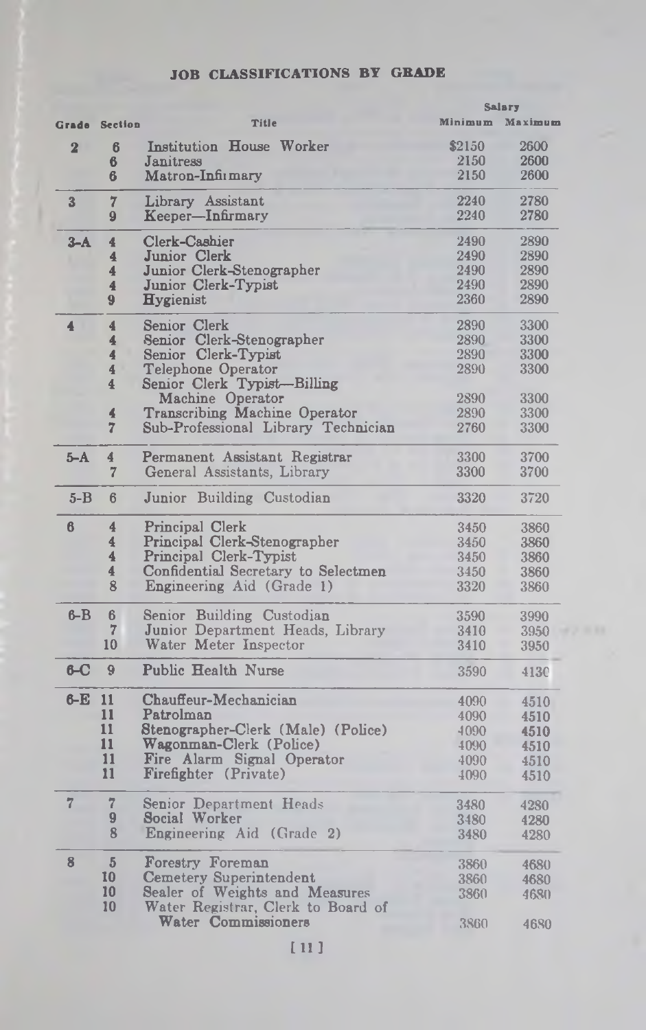## JOB CLASSIFICATIONS BY GRADE

| Grade | Section | Title | Salary Minimum | Salary Maximum |
|---|---|---|---|---|
| 2 | 6 | Institution House Worker | $2150 | 2600 |
| | 6 | Janitress | 2150 | 2600 |
| | 6 | Matron-Infirmary | 2150 | 2600 |
| 3 | 7 | Library Assistant | 2240 | 2780 |
| | 9 | Keeper—Infirmary | 2240 | 2780 |
| 3-A | 4 | Clerk-Cashier | 2490 | 2890 |
| | 4 | Junior Clerk | 2490 | 2890 |
| | 4 | Junior Clerk-Stenographer | 2490 | 2890 |
| | 4 | Junior Clerk-Typist | 2490 | 2890 |
| | 9 | Hygienist | 2360 | 2890 |
| 4 | 4 | Senior Clerk | 2890 | 3300 |
| | 4 | Senior Clerk-Stenographer | 2890 | 3300 |
| | 4 | Senior Clerk-Typist | 2890 | 3300 |
| | 4 | Telephone Operator | 2890 | 3300 |
| | 4 | Senior Clerk Typist—Billing Machine Operator | 2890 | 3300 |
| | 4 | Transcribing Machine Operator | 2890 | 3300 |
| | 7 | Sub-Professional Library Technician | 2760 | 3300 |
| 5-A | 4 | Permanent Assistant Registrar | 3300 | 3700 |
| | 7 | General Assistants, Library | 3300 | 3700 |
| 5-B | 6 | Junior Building Custodian | 3320 | 3720 |
| 6 | 4 | Principal Clerk | 3450 | 3860 |
| | 4 | Principal Clerk-Stenographer | 3450 | 3860 |
| | 4 | Principal Clerk-Typist | 3450 | 3860 |
| | 4 | Confidential Secretary to Selectmen | 3450 | 3860 |
| | 8 | Engineering Aid (Grade 1) | 3320 | 3860 |
| 6-B | 6 | Senior Building Custodian | 3590 | 3990 |
| | 7 | Junior Department Heads, Library | 3410 | 3950 |
| | 10 | Water Meter Inspector | 3410 | 3950 |
| 6-C | 9 | Public Health Nurse | 3590 | 4130 |
| 6-E | 11 | Chauffeur-Mechanician | 4090 | 4510 |
| | 11 | Patrolman | 4090 | 4510 |
| | 11 | Stenographer-Clerk (Male) (Police) | 4090 | 4510 |
| | 11 | Wagonman-Clerk (Police) | 4090 | 4510 |
| | 11 | Fire Alarm Signal Operator | 4090 | 4510 |
| | 11 | Firefighter (Private) | 4090 | 4510 |
| 7 | 7 | Senior Department Heads | 3480 | 4280 |
| | 9 | Social Worker | 3480 | 4280 |
| | 8 | Engineering Aid (Grade 2) | 3480 | 4280 |
| 8 | 5 | Forestry Foreman | 3860 | 4680 |
| | 10 | Cemetery Superintendent | 3860 | 4680 |
| | 10 | Sealer of Weights and Measures | 3860 | 4680 |
| | 10 | Water Registrar, Clerk to Board of Water Commissioners | 3860 | 4680 |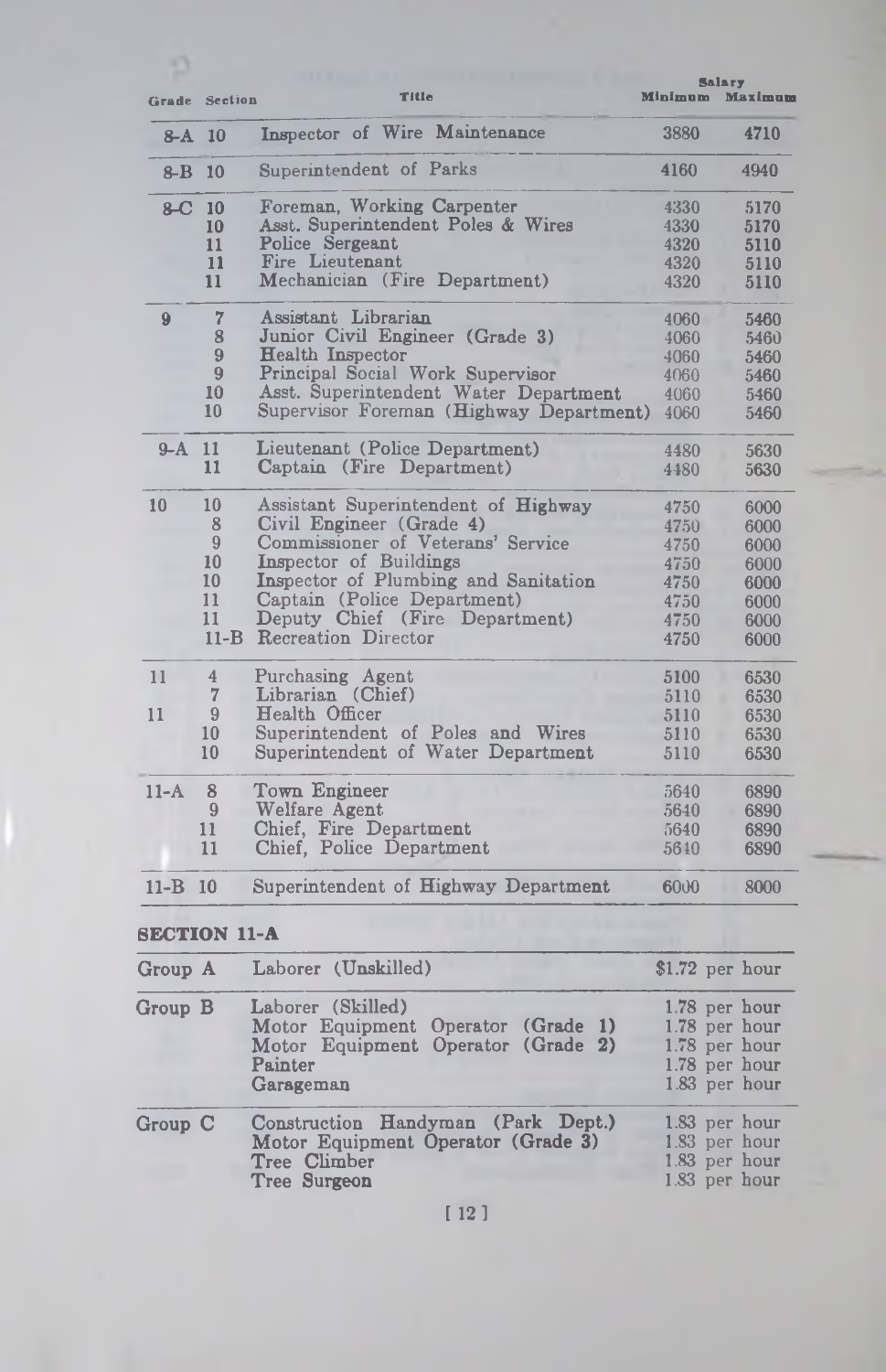| Grade | Section | Title | Salary Minimum | Salary Maximum |
|---|---|---|---|---|
| 8-A | 10 | Inspector of Wire Maintenance | 3880 | 4710 |
| 8-B | 10 | Superintendent of Parks | 4160 | 4940 |
| 8-C | 10 | Foreman, Working Carpenter | 4330 | 5170 |
| | 10 | Asst. Superintendent Poles & Wires | 4330 | 5170 |
| | 11 | Police Sergeant | 4320 | 5110 |
| | 11 | Fire Lieutenant | 4320 | 5110 |
| | 11 | Mechanician (Fire Department) | 4320 | 5110 |
| 9 | 7 | Assistant Librarian | 4060 | 5460 |
| | 8 | Junior Civil Engineer (Grade 3) | 4060 | 5460 |
| | 9 | Health Inspector | 4060 | 5460 |
| | 9 | Principal Social Work Supervisor | 4060 | 5460 |
| | 10 | Asst. Superintendent Water Department | 4060 | 5460 |
| | 10 | Supervisor Foreman (Highway Department) | 4060 | 5460 |
| 9-A | 11 | Lieutenant (Police Department) | 4480 | 5630 |
| | 11 | Captain (Fire Department) | 4480 | 5630 |
| 10 | 10 | Assistant Superintendent of Highway | 4750 | 6000 |
| | 8 | Civil Engineer (Grade 4) | 4750 | 6000 |
| | 9 | Commissioner of Veterans' Service | 4750 | 6000 |
| | 10 | Inspector of Buildings | 4750 | 6000 |
| | 10 | Inspector of Plumbing and Sanitation | 4750 | 6000 |
| | 11 | Captain (Police Department) | 4750 | 6000 |
| | 11 | Deputy Chief (Fire Department) | 4750 | 6000 |
| | 11-B | Recreation Director | 4750 | 6000 |
| 11 | 4 | Purchasing Agent | 5100 | 6530 |
| | 7 | Librarian (Chief) | 5110 | 6530 |
| 11 | 9 | Health Officer | 5110 | 6530 |
| | 10 | Superintendent of Poles and Wires | 5110 | 6530 |
| | 10 | Superintendent of Water Department | 5110 | 6530 |
| 11-A | 8 | Town Engineer | 5640 | 6890 |
| | 9 | Welfare Agent | 5640 | 6890 |
| | 11 | Chief, Fire Department | 5640 | 6890 |
| | 11 | Chief, Police Department | 5640 | 6890 |
| 11-B | 10 | Superintendent of Highway Department | 6000 | 8000 |

## SECTION 11-A

| Group | Title | Rate |
|---|---|---|
| Group A | Laborer (Unskilled) | $1.72 per hour |
| Group B | Laborer (Skilled) | 1.78 per hour |
| | Motor Equipment Operator (Grade 1) | 1.78 per hour |
| | Motor Equipment Operator (Grade 2) | 1.78 per hour |
| | Painter | 1.78 per hour |
| | Garageman | 1.83 per hour |
| Group C | Construction Handyman (Park Dept.) | 1.83 per hour |
| | Motor Equipment Operator (Grade 3) | 1.83 per hour |
| | Tree Climber | 1.83 per hour |
| | Tree Surgeon | 1.83 per hour |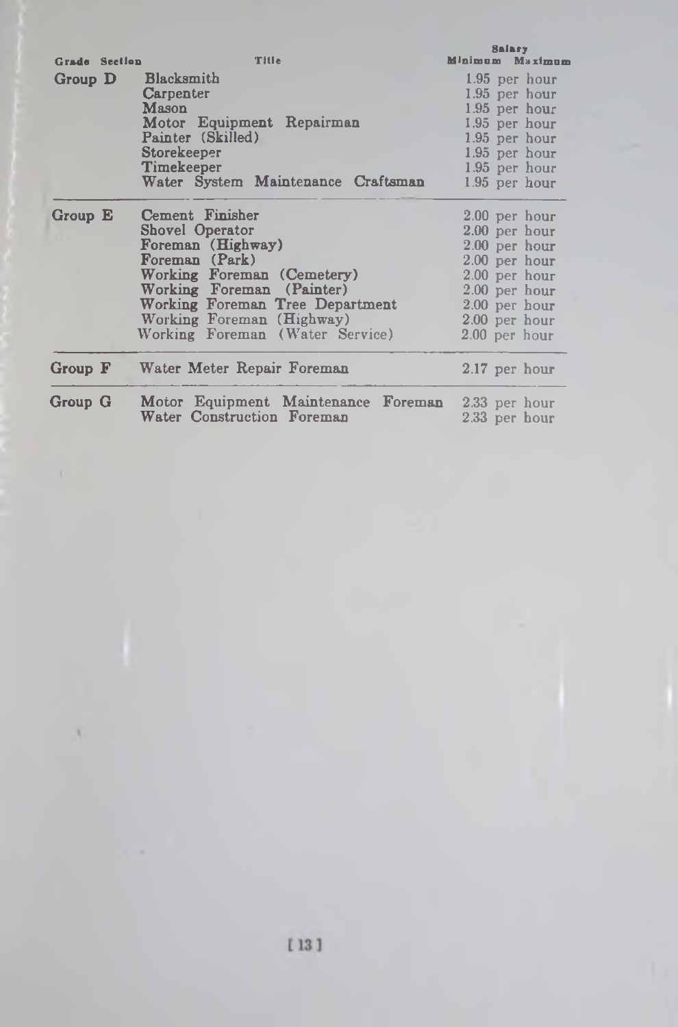| Grade Section | Title | Salary Minimum Maximum |
| --- | --- | --- |
| Group D | Blacksmith | 1.95 per hour |
| | Carpenter | 1.95 per hour |
| | Mason | 1.95 per hour |
| | Motor Equipment Repairman | 1.95 per hour |
| | Painter (Skilled) | 1.95 per hour |
| | Storekeeper | 1.95 per hour |
| | Timekeeper | 1.95 per hour |
| | Water System Maintenance Craftsman | 1.95 per hour |
| Group E | Cement Finisher | 2.00 per hour |
| | Shovel Operator | 2.00 per hour |
| | Foreman (Highway) | 2.00 per hour |
| | Foreman (Park) | 2.00 per hour |
| | Working Foreman (Cemetery) | 2.00 per hour |
| | Working Foreman (Painter) | 2.00 per hour |
| | Working Foreman Tree Department | 2.00 per hour |
| | Working Foreman (Highway) | 2.00 per hour |
| | Working Foreman (Water Service) | 2.00 per hour |
| Group F | Water Meter Repair Foreman | 2.17 per hour |
| Group G | Motor Equipment Maintenance Foreman | 2.33 per hour |
| | Water Construction Foreman | 2.33 per hour |